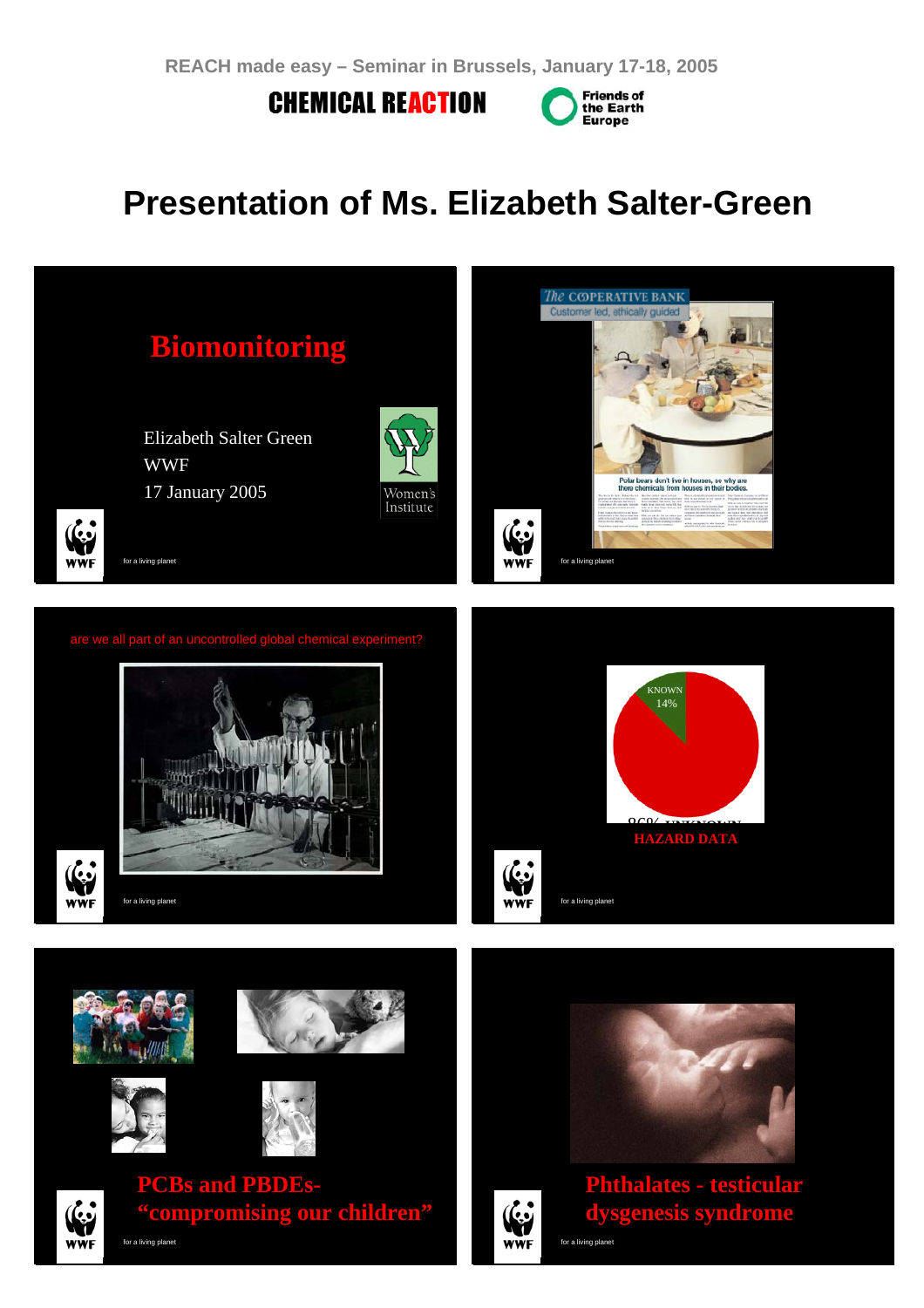REACH made easy – Seminar in Brussels, January 17-18, 2005

CHEMICAL REACTION

Friends of the Earth Europe

# Presentation of Ms. Elizabeth Salter-Green

## Biomonitoring

Elizabeth Salter Green
WWF
17 January 2005

Women's Institute

WWF for a living planet

The CO-OPERATIVE BANK
Customer led, ethically guided

Polar bears don't live in houses, so why are there chemicals from houses in their bodies.

WWF for a living planet

are we all part of an uncontrolled global chemical experiment?

WWF for a living planet

KNOWN 14%

86% UNKNOWN

HAZARD DATA

WWF for a living planet

**PCBs and PBDEs- "compromising our children"**

WWF for a living planet

**Phthalates - testicular dysgenesis syndrome**

WWF for a living planet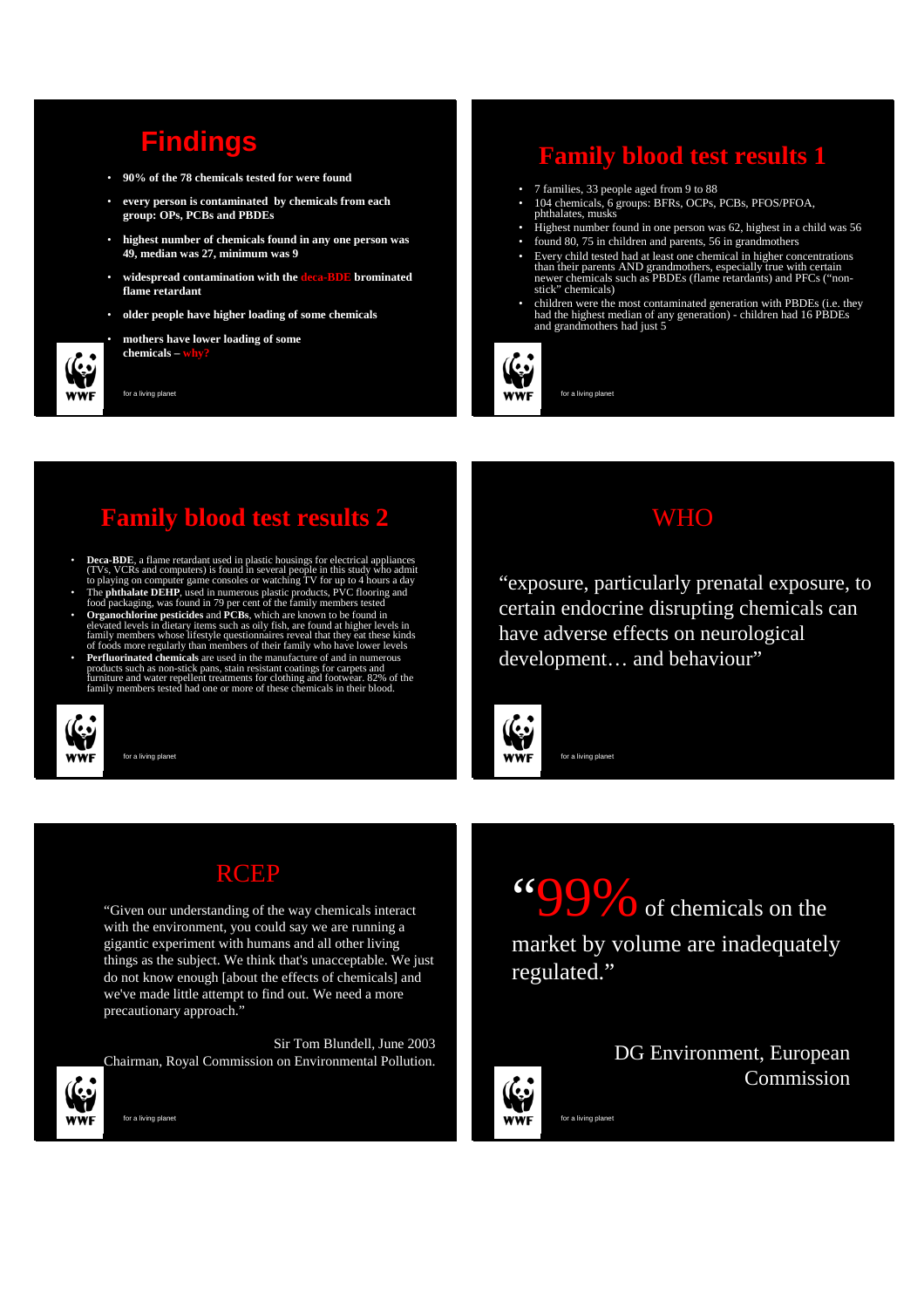## Findings

- **90% of the 78 chemicals tested for were found**
- **every person is contaminated by chemicals from each group: OPs, PCBs and PBDEs**
- **highest number of chemicals found in any one person was 49, median was 27, minimum was 9**
- **widespread contamination with the deca-BDE brominated flame retardant**
- **older people have higher loading of some chemicals**
- **mothers have lower loading of some chemicals – why?**

for a living planet

## Family blood test results 1

- 7 families, 33 people aged from 9 to 88
- 104 chemicals, 6 groups: BFRs, OCPs, PCBs, PFOS/PFOA, phthalates, musks
- Highest number found in one person was 62, highest in a child was 56
- found 80, 75 in children and parents, 56 in grandmothers
- Every child tested had at least one chemical in higher concentrations than their parents AND grandmothers, especially true with certain newer chemicals such as PBDEs (flame retardants) and PFCs ("non-stick" chemicals)
- children were the most contaminated generation with PBDEs (i.e. they had the highest median of any generation) - children had 16 PBDEs and grandmothers had just 5

for a living planet

## Family blood test results 2

- **Deca-BDE**, a flame retardant used in plastic housings for electrical appliances (TVs, VCRs and computers) is found in several people in this study who admit to playing on computer game consoles or watching TV for up to 4 hours a day
- The **phthalate DEHP**, used in numerous plastic products, PVC flooring and food packaging, was found in 79 per cent of the family members tested
- **Organochlorine pesticides** and **PCBs**, which are known to be found in elevated levels in dietary items such as oily fish, are found at higher levels in family members whose lifestyle questionnaires reveal that they eat these kinds of foods more regularly than members of their family who have lower levels
- **Perfluorinated chemicals** are used in the manufacture of and in numerous products such as non-stick pans, stain resistant coatings for carpets and furniture and water repellent treatments for clothing and footwear. 82% of the family members tested had one or more of these chemicals in their blood.

for a living planet

## WHO

"exposure, particularly prenatal exposure, to certain endocrine disrupting chemicals can have adverse effects on neurological development… and behaviour"

for a living planet

## RCEP

"Given our understanding of the way chemicals interact with the environment, you could say we are running a gigantic experiment with humans and all other living things as the subject. We think that's unacceptable. We just do not know enough [about the effects of chemicals] and we've made little attempt to find out. We need a more precautionary approach."

Sir Tom Blundell, June 2003
Chairman, Royal Commission on Environmental Pollution.

for a living planet

"99% of chemicals on the market by volume are inadequately regulated."

DG Environment, European Commission

for a living planet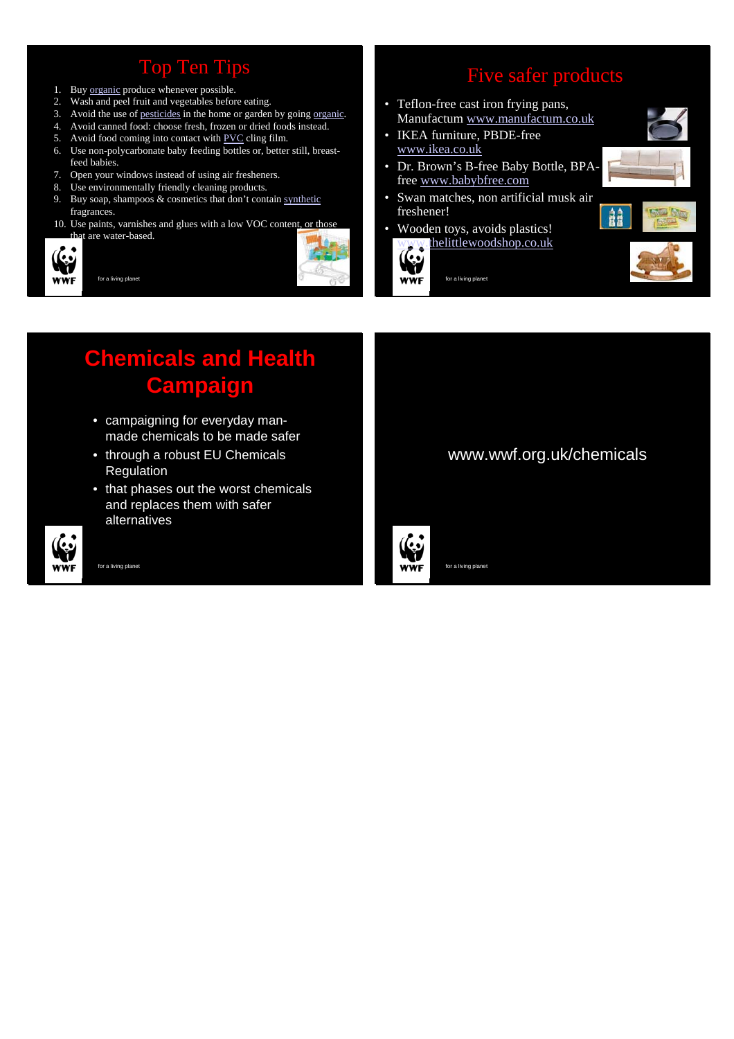## Top Ten Tips

1. Buy organic produce whenever possible.
2. Wash and peel fruit and vegetables before eating.
3. Avoid the use of pesticides in the home or garden by going organic.
4. Avoid canned food: choose fresh, frozen or dried foods instead.
5. Avoid food coming into contact with PVC cling film.
6. Use non-polycarbonate baby feeding bottles or, better still, breast-feed babies.
7. Open your windows instead of using air fresheners.
8. Use environmentally friendly cleaning products.
9. Buy soap, shampoos & cosmetics that don't contain synthetic fragrances.
10. Use paints, varnishes and glues with a low VOC content, or those that are water-based.

WWF for a living planet

## Five safer products

- Teflon-free cast iron frying pans, Manufactum www.manufactum.co.uk
- IKEA furniture, PBDE-free www.ikea.co.uk
- Dr. Brown's B-free Baby Bottle, BPA-free www.babybfree.com
- Swan matches, non artificial musk air freshener!
- Wooden toys, avoids plastics! www.thelittlewoodshop.co.uk

WWF for a living planet

## Chemicals and Health Campaign

- campaigning for everyday man-made chemicals to be made safer
- through a robust EU Chemicals Regulation
- that phases out the worst chemicals and replaces them with safer alternatives

WWF for a living planet

www.wwf.org.uk/chemicals

WWF for a living planet